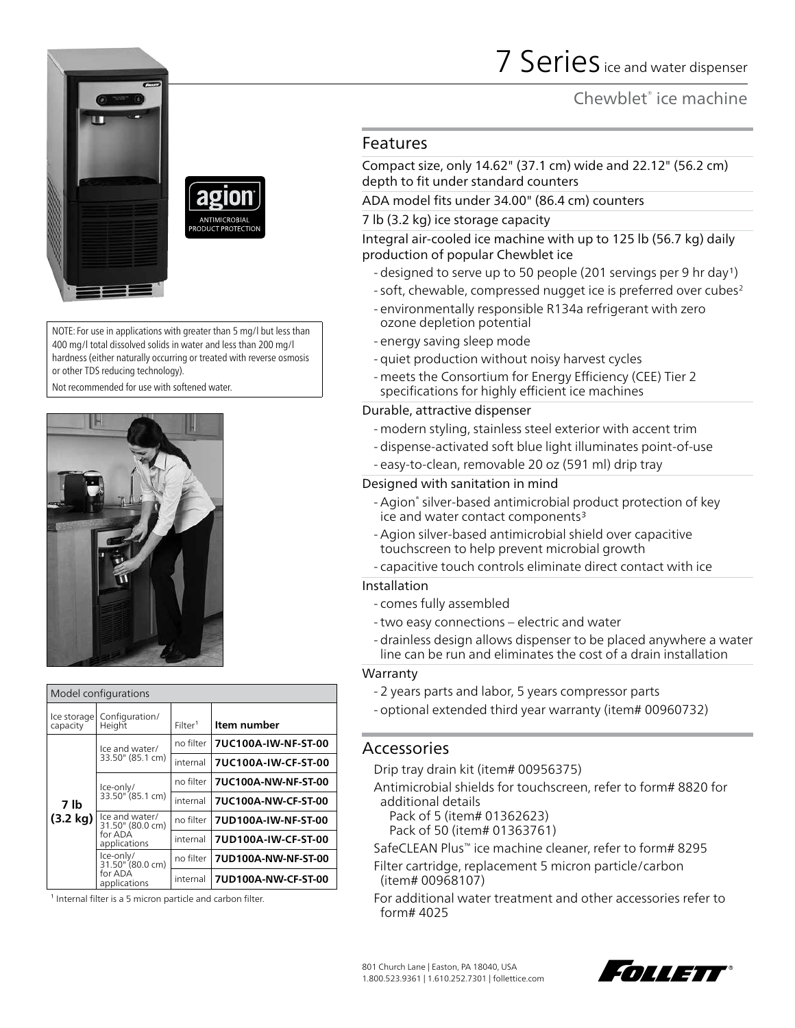# 7 Series ice and water dispenser

## Chewblet® ice machine

NOTE: For use in applications with greater than 5 mg/l but less than 400 mg/l total dissolved solids in water and less than 200 mg/l hardness (either naturally occurring or treated with reverse osmosis or other TDS reducing technology).

Not recommended for use with softened water.

| Model configurations | | | |
|---|---|---|---|
| Ice storage capacity | Configuration/ Height | Filter[1] | **Item number** |
| **7 lb (3.2 kg)** | Ice and water/ 33.50" (85.1 cm) | no filter | **7UC100A-IW-NF-ST-00** |
| | | internal | **7UC100A-IW-CF-ST-00** |
| | Ice-only/ 33.50" (85.1 cm) | no filter | **7UC100A-NW-NF-ST-00** |
| | | internal | **7UC100A-NW-CF-ST-00** |
| | Ice and water/ 31.50" (80.0 cm) for ADA applications | no filter | **7UD100A-IW-NF-ST-00** |
| | | internal | **7UD100A-IW-CF-ST-00** |
| | Ice-only/ 31.50" (80.0 cm) for ADA applications | no filter | **7UD100A-NW-NF-ST-00** |
| | | internal | **7UD100A-NW-CF-ST-00** |

[1] Internal filter is a 5 micron particle and carbon filter.

## Features

Compact size, only 14.62" (37.1 cm) wide and 22.12" (56.2 cm) depth to fit under standard counters

ADA model fits under 34.00" (86.4 cm) counters

7 lb (3.2 kg) ice storage capacity

Integral air-cooled ice machine with up to 125 lb (56.7 kg) daily production of popular Chewblet ice

- designed to serve up to 50 people (201 servings per 9 hr day[1])
- soft, chewable, compressed nugget ice is preferred over cubes[2]
- environmentally responsible R134a refrigerant with zero ozone depletion potential
- energy saving sleep mode
- quiet production without noisy harvest cycles
- meets the Consortium for Energy Efficiency (CEE) Tier 2 specifications for highly efficient ice machines

Durable, attractive dispenser

- modern styling, stainless steel exterior with accent trim
- dispense-activated soft blue light illuminates point-of-use
- easy-to-clean, removable 20 oz (591 ml) drip tray

Designed with sanitation in mind

- Agion® silver-based antimicrobial product protection of key ice and water contact components[3]
- Agion silver-based antimicrobial shield over capacitive touchscreen to help prevent microbial growth
- capacitive touch controls eliminate direct contact with ice

Installation

- comes fully assembled
- two easy connections – electric and water
- drainless design allows dispenser to be placed anywhere a water line can be run and eliminates the cost of a drain installation

Warranty

- 2 years parts and labor, 5 years compressor parts
- optional extended third year warranty (item# 00960732)

## Accessories

Drip tray drain kit (item# 00956375)

Antimicrobial shields for touchscreen, refer to form# 8820 for additional details
  Pack of 5 (item# 01362623)
  Pack of 50 (item# 01363761)

SafeCLEAN Plus™ ice machine cleaner, refer to form# 8295

Filter cartridge, replacement 5 micron particle/carbon (item# 00968107)

For additional water treatment and other accessories refer to form# 4025

801 Church Lane | Easton, PA 18040, USA
1.800.523.9361 | 1.610.252.7301 | follettice.com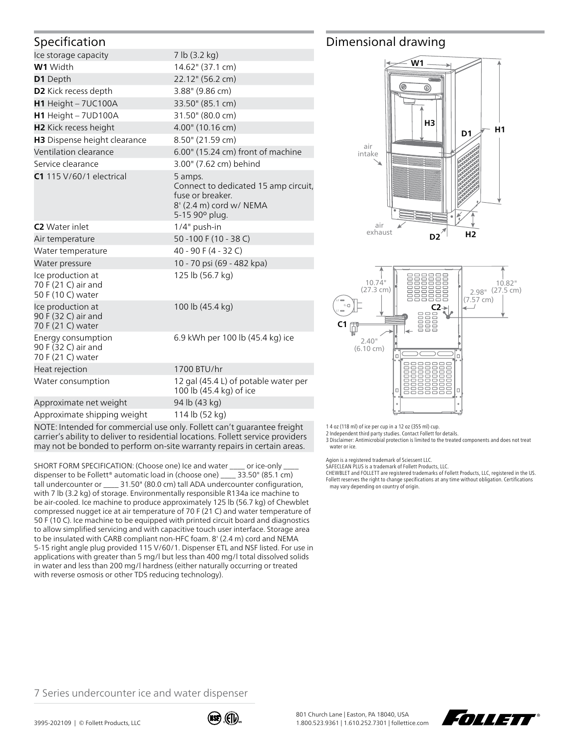## Specification

| | |
|---|---|
| Ice storage capacity | 7 lb (3.2 kg) |
| **W1** Width | 14.62" (37.1 cm) |
| **D1** Depth | 22.12" (56.2 cm) |
| **D2** Kick recess depth | 3.88" (9.86 cm) |
| **H1** Height – 7UC100A | 33.50" (85.1 cm) |
| **H1** Height – 7UD100A | 31.50" (80.0 cm) |
| **H2** Kick recess height | 4.00" (10.16 cm) |
| **H3** Dispense height clearance | 8.50" (21.59 cm) |
| Ventilation clearance | 6.00" (15.24 cm) front of machine |
| Service clearance | 3.00" (7.62 cm) behind |
| **C1** 115 V/60/1 electrical | 5 amps. Connect to dedicated 15 amp circuit, fuse or breaker. 8' (2.4 m) cord w/ NEMA 5-15 90º plug. |
| **C2** Water inlet | 1/4" push-in |
| Air temperature | 50 -100 F (10 - 38 C) |
| Water temperature | 40 - 90 F (4 - 32 C) |
| Water pressure | 10 - 70 psi (69 - 482 kpa) |
| Ice production at 70 F (21 C) air and 50 F (10 C) water | 125 lb (56.7 kg) |
| Ice production at 90 F (32 C) air and 70 F (21 C) water | 100 lb (45.4 kg) |
| Energy consumption 90 F (32 C) air and 70 F (21 C) water | 6.9 kWh per 100 lb (45.4 kg) ice |
| Heat rejection | 1700 BTU/hr |
| Water consumption | 12 gal (45.4 L) of potable water per 100 lb (45.4 kg) of ice |
| Approximate net weight | 94 lb (43 kg) |
| Approximate shipping weight | 114 lb (52 kg) |

NOTE: Intended for commercial use only. Follett can't guarantee freight carrier's ability to deliver to residential locations. Follett service providers may not be bonded to perform on-site warranty repairs in certain areas.

SHORT FORM SPECIFICATION: (Choose one) Ice and water ____ or ice-only ____ dispenser to be Follett® automatic load in (choose one) ____ 33.50" (85.1 cm) tall undercounter or ____ 31.50" (80.0 cm) tall ADA undercounter configuration, with 7 lb (3.2 kg) of storage. Environmentally responsible R134a ice machine to be air-cooled. Ice machine to produce approximately 125 lb (56.7 kg) of Chewblet compressed nugget ice at air temperature of 70 F (21 C) and water temperature of 50 F (10 C). Ice machine to be equipped with printed circuit board and diagnostics to allow simplified servicing and with capacitive touch user interface. Storage area to be insulated with CARB compliant non-HFC foam. 8' (2.4 m) cord and NEMA 5-15 right angle plug provided 115 V/60/1. Dispenser ETL and NSF listed. For use in applications with greater than 5 mg/l but less than 400 mg/l total dissolved solids in water and less than 200 mg/l hardness (either naturally occurring or treated with reverse osmosis or other TDS reducing technology).

## Dimensional drawing

W1
H3
D1
H1
air intake
air exhaust
D2
H2

10.74" (27.3 cm)
10.82" (27.5 cm)
2.98" (7.57 cm)
C2
C1
2.40" (6.10 cm)

1 4 oz (118 ml) of ice per cup in a 12 oz (355 ml) cup.
2 Independent third party studies. Contact Follett for details.
3 Disclaimer: Antimicrobial protection is limited to the treated components and does not treat water or ice.

Agion is a registered trademark of Sciessent LLC.
SAFECLEAN PLUS is a trademark of Follett Products, LLC.
CHEWBLET and FOLLETT are registered trademarks of Follett Products, LLC, registered in the US.
Follett reserves the right to change specifications at any time without obligation. Certifications may vary depending on country of origin.

7 Series undercounter ice and water dispenser

3995-202109 | © Follett Products, LLC

801 Church Lane | Easton, PA 18040, USA
1.800.523.9361 | 1.610.252.7301 | follettice.com